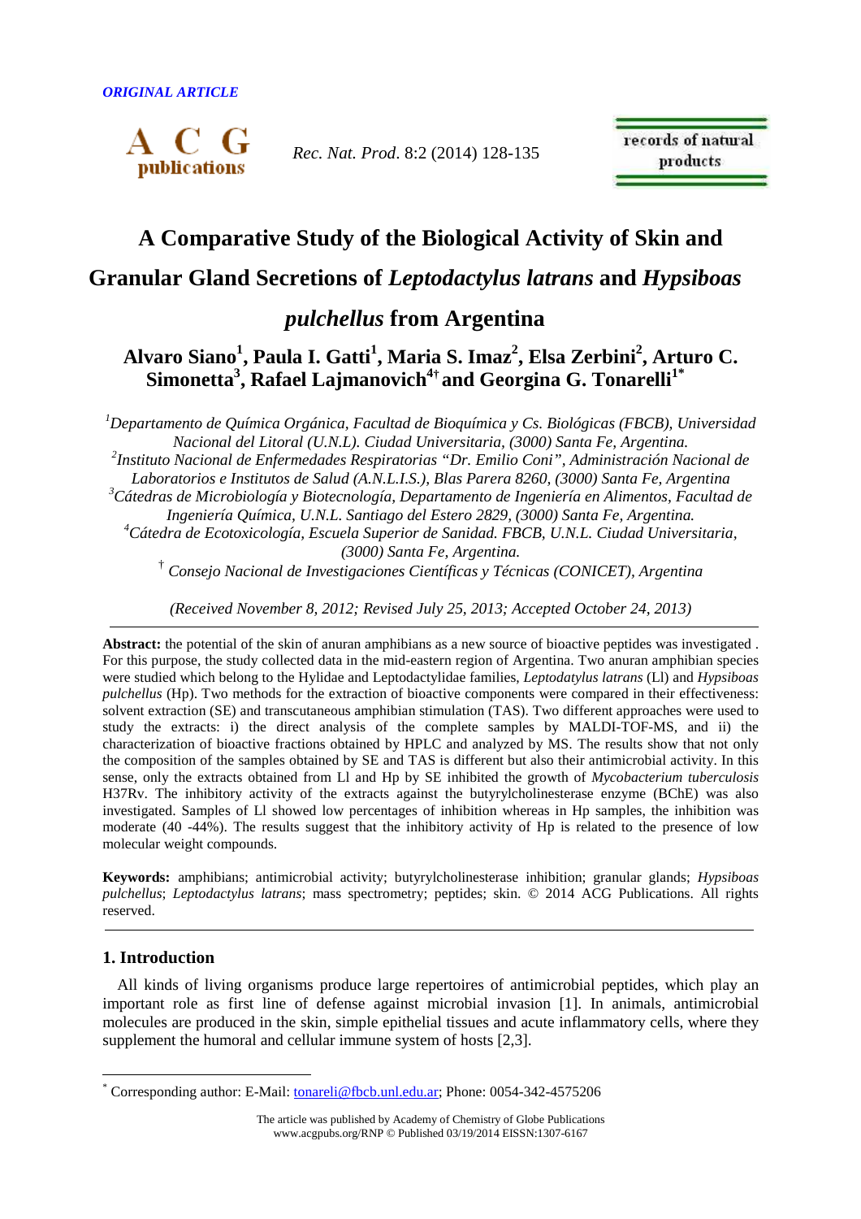*ORIGINAL ARTICLE*

# A Comparative Study of the Biological Activity of Skin and Granular Gland Secretions of *Leptodactylus latrans* and *Hypsiboas pulchellus* from Argentina

**Alvaro Siano[1], Paula I. Gatti[1], Maria S. Imaz[2], Elsa Zerbini[2], Arturo C. Simonetta[3], Rafael Lajmanovich[4†] and Georgina G. Tonarelli[1*]**

*[1]Departamento de Química Orgánica, Facultad de Bioquímica y Cs. Biológicas (FBCB), Universidad Nacional del Litoral (U.N.L). Ciudad Universitaria, (3000) Santa Fe, Argentina.*
*[2]Instituto Nacional de Enfermedades Respiratorias "Dr. Emilio Coni", Administración Nacional de Laboratorios e Institutos de Salud (A.N.L.I.S.), Blas Parera 8260, (3000) Santa Fe, Argentina*
*[3]Cátedras de Microbiología y Biotecnología, Departamento de Ingeniería en Alimentos, Facultad de Ingeniería Química, U.N.L. Santiago del Estero 2829, (3000) Santa Fe, Argentina.*
*[4]Cátedra de Ecotoxicología, Escuela Superior de Sanidad. FBCB, U.N.L. Ciudad Universitaria, (3000) Santa Fe, Argentina.*
*[†] Consejo Nacional de Investigaciones Científicas y Técnicas (CONICET), Argentina*

*(Received November 8, 2012; Revised July 25, 2013; Accepted October 24, 2013)*

**Abstract:** the potential of the skin of anuran amphibians as a new source of bioactive peptides was investigated . For this purpose, the study collected data in the mid-eastern region of Argentina. Two anuran amphibian species were studied which belong to the Hylidae and Leptodactylidae families, *Leptodatylus latrans* (Ll) and *Hypsiboas pulchellus* (Hp). Two methods for the extraction of bioactive components were compared in their effectiveness: solvent extraction (SE) and transcutaneous amphibian stimulation (TAS). Two different approaches were used to study the extracts: i) the direct analysis of the complete samples by MALDI-TOF-MS, and ii) the characterization of bioactive fractions obtained by HPLC and analyzed by MS. The results show that not only the composition of the samples obtained by SE and TAS is different but also their antimicrobial activity. In this sense, only the extracts obtained from Ll and Hp by SE inhibited the growth of *Mycobacterium tuberculosis* H37Rv. The inhibitory activity of the extracts against the butyrylcholinesterase enzyme (BChE) was also investigated. Samples of Ll showed low percentages of inhibition whereas in Hp samples, the inhibition was moderate (40 -44%). The results suggest that the inhibitory activity of Hp is related to the presence of low molecular weight compounds.

**Keywords:** amphibians; antimicrobial activity; butyrylcholinesterase inhibition; granular glands; *Hypsiboas pulchellus*; *Leptodactylus latrans*; mass spectrometry; peptides; skin. © 2014 ACG Publications. All rights reserved.

## 1. Introduction

All kinds of living organisms produce large repertoires of antimicrobial peptides, which play an important role as first line of defense against microbial invasion [1]. In animals, antimicrobial molecules are produced in the skin, simple epithelial tissues and acute inflammatory cells, where they supplement the humoral and cellular immune system of hosts [2,3].

[*] Corresponding author: E-Mail: tonareli@fbcb.unl.edu.ar; Phone: 0054-342-4575206

The article was published by Academy of Chemistry of Globe Publications
www.acgpubs.org/RNP © Published 03/19/2014 EISSN:1307-6167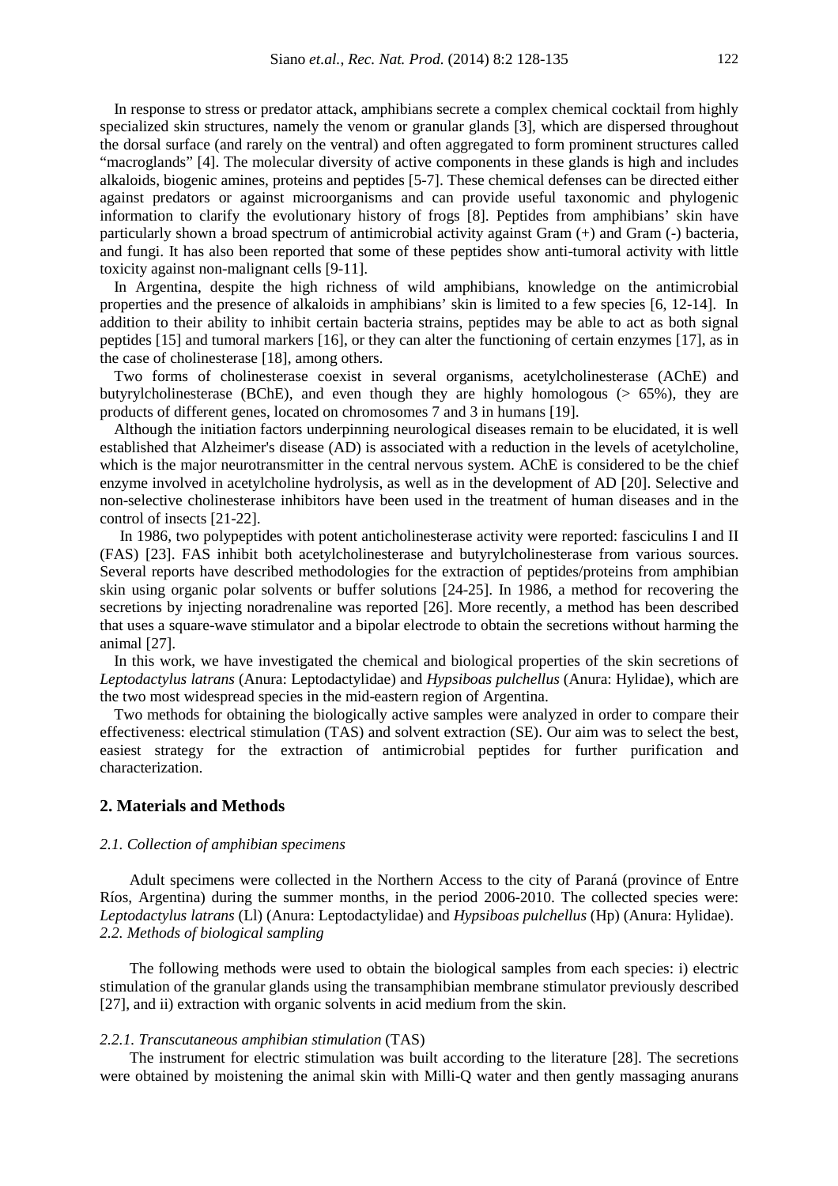In response to stress or predator attack, amphibians secrete a complex chemical cocktail from highly specialized skin structures, namely the venom or granular glands [3], which are dispersed throughout the dorsal surface (and rarely on the ventral) and often aggregated to form prominent structures called "macroglands" [4]. The molecular diversity of active components in these glands is high and includes alkaloids, biogenic amines, proteins and peptides [5-7]. These chemical defenses can be directed either against predators or against microorganisms and can provide useful taxonomic and phylogenic information to clarify the evolutionary history of frogs [8]. Peptides from amphibians' skin have particularly shown a broad spectrum of antimicrobial activity against Gram (+) and Gram (-) bacteria, and fungi. It has also been reported that some of these peptides show anti-tumoral activity with little toxicity against non-malignant cells [9-11].

In Argentina, despite the high richness of wild amphibians, knowledge on the antimicrobial properties and the presence of alkaloids in amphibians' skin is limited to a few species [6, 12-14]. In addition to their ability to inhibit certain bacteria strains, peptides may be able to act as both signal peptides [15] and tumoral markers [16], or they can alter the functioning of certain enzymes [17], as in the case of cholinesterase [18], among others.

Two forms of cholinesterase coexist in several organisms, acetylcholinesterase (AChE) and butyrylcholinesterase (BChE), and even though they are highly homologous (> 65%), they are products of different genes, located on chromosomes 7 and 3 in humans [19].

Although the initiation factors underpinning neurological diseases remain to be elucidated, it is well established that Alzheimer's disease (AD) is associated with a reduction in the levels of acetylcholine, which is the major neurotransmitter in the central nervous system. AChE is considered to be the chief enzyme involved in acetylcholine hydrolysis, as well as in the development of AD [20]. Selective and non-selective cholinesterase inhibitors have been used in the treatment of human diseases and in the control of insects [21-22].

In 1986, two polypeptides with potent anticholinesterase activity were reported: fasciculins I and II (FAS) [23]. FAS inhibit both acetylcholinesterase and butyrylcholinesterase from various sources. Several reports have described methodologies for the extraction of peptides/proteins from amphibian skin using organic polar solvents or buffer solutions [24-25]. In 1986, a method for recovering the secretions by injecting noradrenaline was reported [26]. More recently, a method has been described that uses a square-wave stimulator and a bipolar electrode to obtain the secretions without harming the animal [27].

In this work, we have investigated the chemical and biological properties of the skin secretions of *Leptodactylus latrans* (Anura: Leptodactylidae) and *Hypsiboas pulchellus* (Anura: Hylidae), which are the two most widespread species in the mid-eastern region of Argentina.

Two methods for obtaining the biologically active samples were analyzed in order to compare their effectiveness: electrical stimulation (TAS) and solvent extraction (SE). Our aim was to select the best, easiest strategy for the extraction of antimicrobial peptides for further purification and characterization.

## 2. Materials and Methods

### *2.1. Collection of amphibian specimens*

Adult specimens were collected in the Northern Access to the city of Paraná (province of Entre Ríos, Argentina) during the summer months, in the period 2006-2010. The collected species were: *Leptodactylus latrans* (Ll) (Anura: Leptodactylidae) and *Hypsiboas pulchellus* (Hp) (Anura: Hylidae).

### *2.2. Methods of biological sampling*

The following methods were used to obtain the biological samples from each species: i) electric stimulation of the granular glands using the transamphibian membrane stimulator previously described [27], and ii) extraction with organic solvents in acid medium from the skin.

#### *2.2.1. Transcutaneous amphibian stimulation* (TAS)

The instrument for electric stimulation was built according to the literature [28]. The secretions were obtained by moistening the animal skin with Milli-Q water and then gently massaging anurans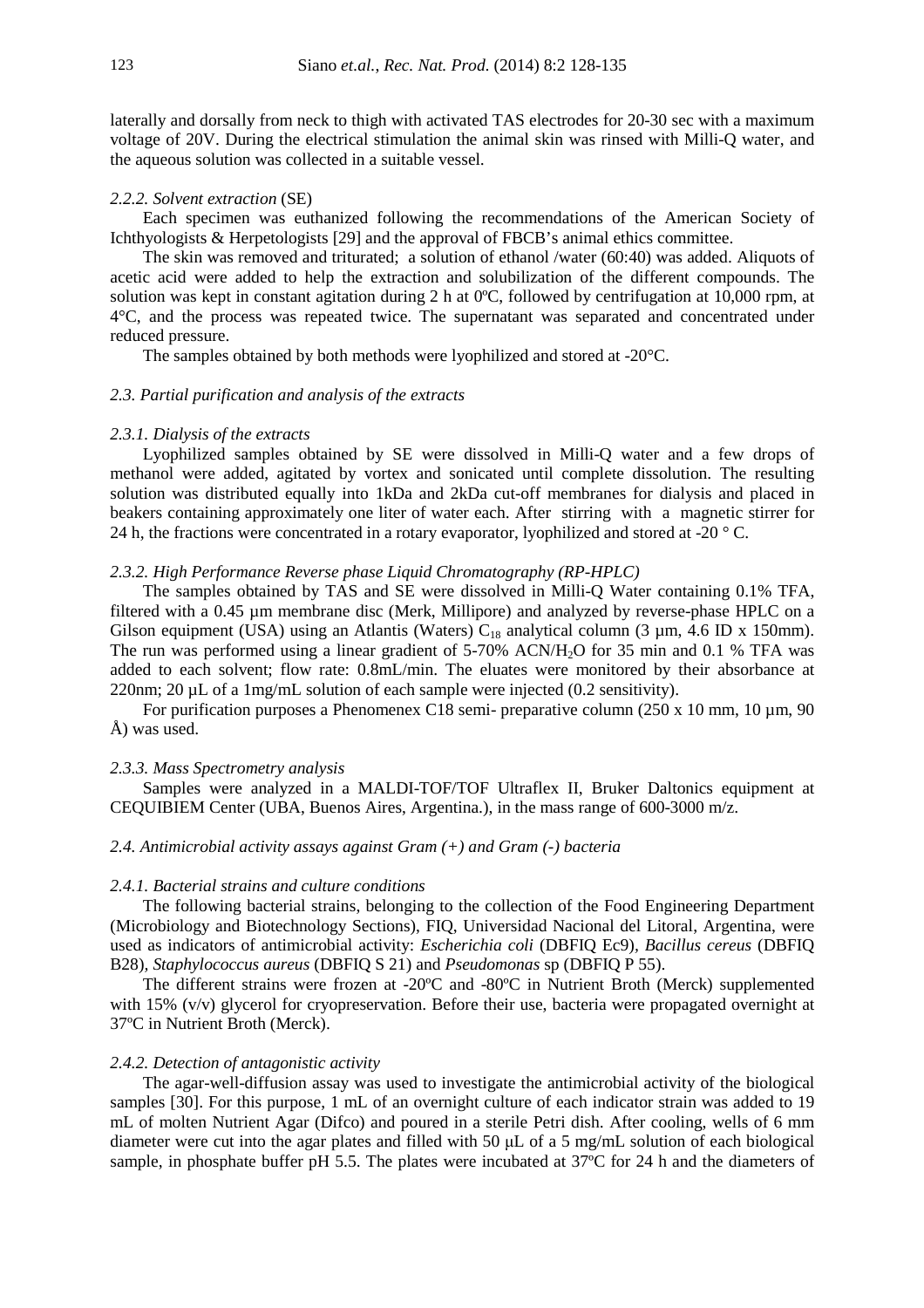laterally and dorsally from neck to thigh with activated TAS electrodes for 20-30 sec with a maximum voltage of 20V. During the electrical stimulation the animal skin was rinsed with Milli-Q water, and the aqueous solution was collected in a suitable vessel.

#### *2.2.2. Solvent extraction* (SE)

Each specimen was euthanized following the recommendations of the American Society of Ichthyologists & Herpetologists [29] and the approval of FBCB's animal ethics committee.

The skin was removed and triturated; a solution of ethanol /water (60:40) was added. Aliquots of acetic acid were added to help the extraction and solubilization of the different compounds. The solution was kept in constant agitation during 2 h at 0ºC, followed by centrifugation at 10,000 rpm, at 4°C, and the process was repeated twice. The supernatant was separated and concentrated under reduced pressure.

The samples obtained by both methods were lyophilized and stored at -20°C.

### *2.3. Partial purification and analysis of the extracts*

#### *2.3.1. Dialysis of the extracts*

Lyophilized samples obtained by SE were dissolved in Milli-Q water and a few drops of methanol were added, agitated by vortex and sonicated until complete dissolution. The resulting solution was distributed equally into 1kDa and 2kDa cut-off membranes for dialysis and placed in beakers containing approximately one liter of water each. After stirring with a magnetic stirrer for 24 h, the fractions were concentrated in a rotary evaporator, lyophilized and stored at -20 ° C.

#### *2.3.2. High Performance Reverse phase Liquid Chromatography (RP-HPLC)*

The samples obtained by TAS and SE were dissolved in Milli-Q Water containing 0.1% TFA, filtered with a 0.45 µm membrane disc (Merk, Millipore) and analyzed by reverse-phase HPLC on a Gilson equipment (USA) using an Atlantis (Waters) $C_{18}$ analytical column (3 µm, 4.6 ID x 150mm). The run was performed using a linear gradient of 5-70% ACN/$H_2O$ for 35 min and 0.1 % TFA was added to each solvent; flow rate: 0.8mL/min. The eluates were monitored by their absorbance at 220nm; 20 µL of a 1mg/mL solution of each sample were injected (0.2 sensitivity).

For purification purposes a Phenomenex C18 semi- preparative column (250 x 10 mm, 10 µm, 90 Å) was used.

#### *2.3.3. Mass Spectrometry analysis*

Samples were analyzed in a MALDI-TOF/TOF Ultraflex II, Bruker Daltonics equipment at CEQUIBIEM Center (UBA, Buenos Aires, Argentina.), in the mass range of 600-3000 m/z.

### *2.4. Antimicrobial activity assays against Gram (+) and Gram (-) bacteria*

#### *2.4.1. Bacterial strains and culture conditions*

The following bacterial strains, belonging to the collection of the Food Engineering Department (Microbiology and Biotechnology Sections), FIQ, Universidad Nacional del Litoral, Argentina, were used as indicators of antimicrobial activity: *Escherichia coli* (DBFIQ Ec9), *Bacillus cereus* (DBFIQ B28), *Staphylococcus aureus* (DBFIQ S 21) and *Pseudomonas* sp (DBFIQ P 55).

The different strains were frozen at -20ºC and -80ºC in Nutrient Broth (Merck) supplemented with 15% (v/v) glycerol for cryopreservation. Before their use, bacteria were propagated overnight at 37ºC in Nutrient Broth (Merck).

#### *2.4.2. Detection of antagonistic activity*

The agar-well-diffusion assay was used to investigate the antimicrobial activity of the biological samples [30]. For this purpose, 1 mL of an overnight culture of each indicator strain was added to 19 mL of molten Nutrient Agar (Difco) and poured in a sterile Petri dish. After cooling, wells of 6 mm diameter were cut into the agar plates and filled with 50 µL of a 5 mg/mL solution of each biological sample, in phosphate buffer pH 5.5. The plates were incubated at 37ºC for 24 h and the diameters of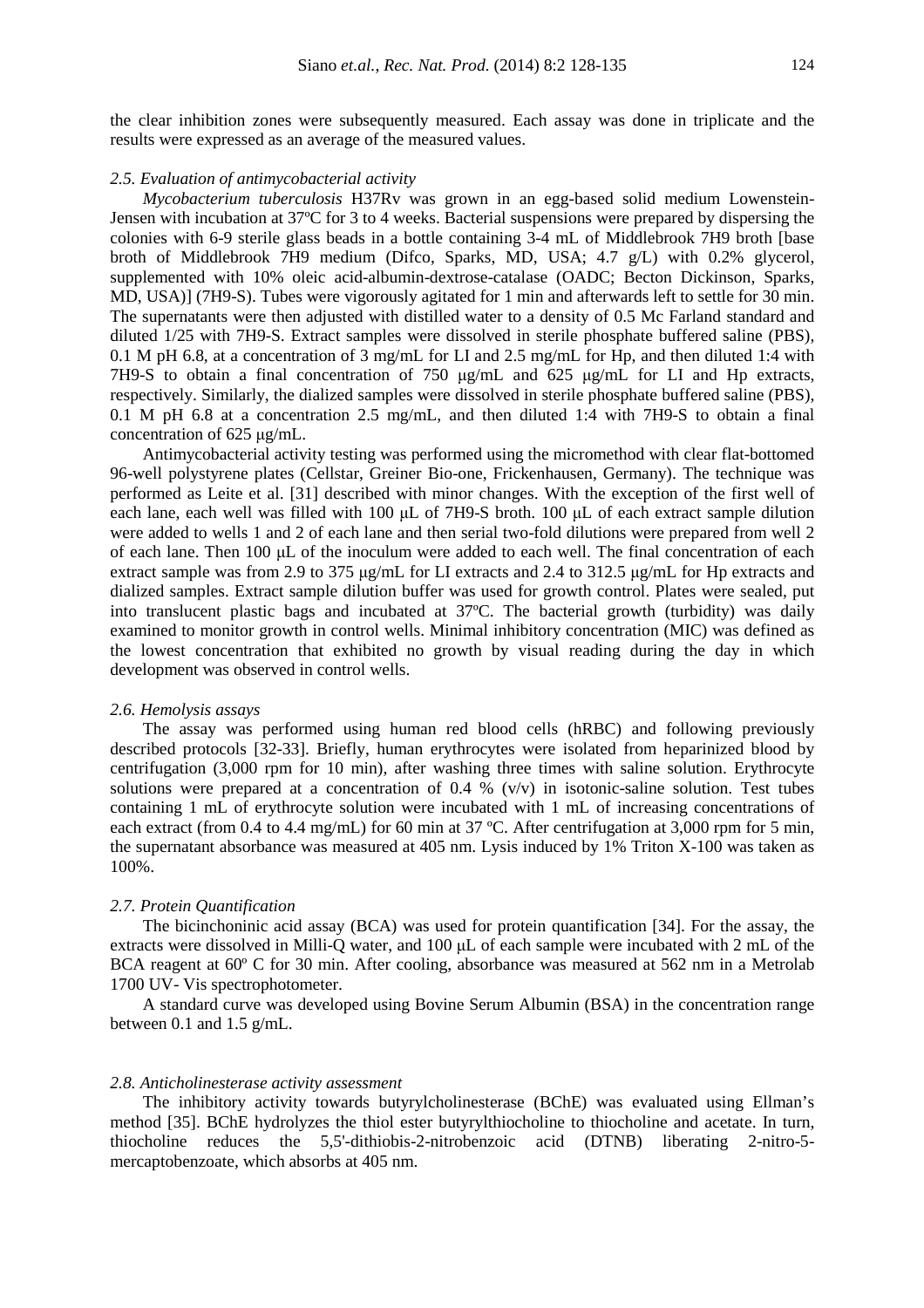the clear inhibition zones were subsequently measured. Each assay was done in triplicate and the results were expressed as an average of the measured values.

### *2.5. Evaluation of antimycobacterial activity*

*Mycobacterium tuberculosis* H37Rv was grown in an egg-based solid medium Lowenstein-Jensen with incubation at 37ºC for 3 to 4 weeks. Bacterial suspensions were prepared by dispersing the colonies with 6-9 sterile glass beads in a bottle containing 3-4 mL of Middlebrook 7H9 broth [base broth of Middlebrook 7H9 medium (Difco, Sparks, MD, USA; 4.7 g/L) with 0.2% glycerol, supplemented with 10% oleic acid-albumin-dextrose-catalase (OADC; Becton Dickinson, Sparks, MD, USA)] (7H9-S). Tubes were vigorously agitated for 1 min and afterwards left to settle for 30 min. The supernatants were then adjusted with distilled water to a density of 0.5 Mc Farland standard and diluted 1/25 with 7H9-S. Extract samples were dissolved in sterile phosphate buffered saline (PBS), 0.1 M pH 6.8, at a concentration of 3 mg/mL for LI and 2.5 mg/mL for Hp, and then diluted 1:4 with 7H9-S to obtain a final concentration of 750 μg/mL and 625 μg/mL for LI and Hp extracts, respectively. Similarly, the dialized samples were dissolved in sterile phosphate buffered saline (PBS), 0.1 M pH 6.8 at a concentration 2.5 mg/mL, and then diluted 1:4 with 7H9-S to obtain a final concentration of 625 μg/mL.

Antimycobacterial activity testing was performed using the micromethod with clear flat-bottomed 96-well polystyrene plates (Cellstar, Greiner Bio-one, Frickenhausen, Germany). The technique was performed as Leite et al. [31] described with minor changes. With the exception of the first well of each lane, each well was filled with 100 μL of 7H9-S broth. 100 μL of each extract sample dilution were added to wells 1 and 2 of each lane and then serial two-fold dilutions were prepared from well 2 of each lane. Then 100 μL of the inoculum were added to each well. The final concentration of each extract sample was from 2.9 to 375 μg/mL for LI extracts and 2.4 to 312.5 μg/mL for Hp extracts and dialized samples. Extract sample dilution buffer was used for growth control. Plates were sealed, put into translucent plastic bags and incubated at 37ºC. The bacterial growth (turbidity) was daily examined to monitor growth in control wells. Minimal inhibitory concentration (MIC) was defined as the lowest concentration that exhibited no growth by visual reading during the day in which development was observed in control wells.

### *2.6. Hemolysis assays*

The assay was performed using human red blood cells (hRBC) and following previously described protocols [32-33]. Briefly, human erythrocytes were isolated from heparinized blood by centrifugation (3,000 rpm for 10 min), after washing three times with saline solution. Erythrocyte solutions were prepared at a concentration of 0.4 % (v/v) in isotonic-saline solution. Test tubes containing 1 mL of erythrocyte solution were incubated with 1 mL of increasing concentrations of each extract (from 0.4 to 4.4 mg/mL) for 60 min at 37 ºC. After centrifugation at 3,000 rpm for 5 min, the supernatant absorbance was measured at 405 nm. Lysis induced by 1% Triton X-100 was taken as 100%.

### *2.7. Protein Quantification*

The bicinchoninic acid assay (BCA) was used for protein quantification [34]. For the assay, the extracts were dissolved in Milli-Q water, and 100 μL of each sample were incubated with 2 mL of the BCA reagent at 60º C for 30 min. After cooling, absorbance was measured at 562 nm in a Metrolab 1700 UV- Vis spectrophotometer.

A standard curve was developed using Bovine Serum Albumin (BSA) in the concentration range between 0.1 and 1.5 g/mL.

### *2.8. Anticholinesterase activity assessment*

The inhibitory activity towards butyrylcholinesterase (BChE) was evaluated using Ellman's method [35]. BChE hydrolyzes the thiol ester butyrylthiocholine to thiocholine and acetate. In turn, thiocholine reduces the 5,5'-dithiobis-2-nitrobenzoic acid (DTNB) liberating 2-nitro-5-mercaptobenzoate, which absorbs at 405 nm.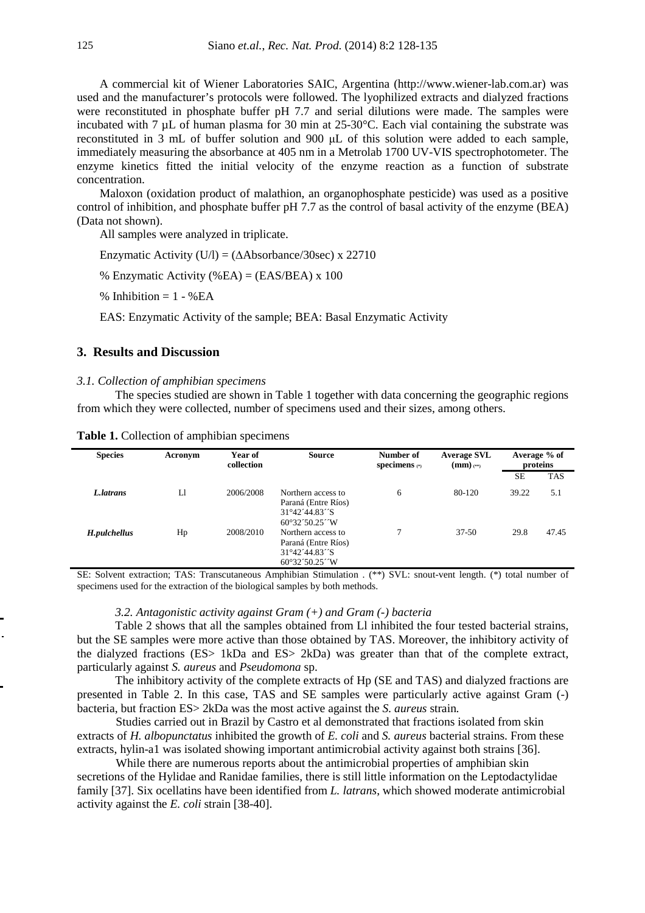A commercial kit of Wiener Laboratories SAIC, Argentina (http://www.wiener-lab.com.ar) was used and the manufacturer's protocols were followed. The lyophilized extracts and dialyzed fractions were reconstituted in phosphate buffer pH 7.7 and serial dilutions were made. The samples were incubated with 7 µL of human plasma for 30 min at 25-30°C. Each vial containing the substrate was reconstituted in 3 mL of buffer solution and 900 µL of this solution were added to each sample, immediately measuring the absorbance at 405 nm in a Metrolab 1700 UV-VIS spectrophotometer. The enzyme kinetics fitted the initial velocity of the enzyme reaction as a function of substrate concentration.

Maloxon (oxidation product of malathion, an organophosphate pesticide) was used as a positive control of inhibition, and phosphate buffer pH 7.7 as the control of basal activity of the enzyme (BEA) (Data not shown).

All samples were analyzed in triplicate.

Enzymatic Activity (U/l) = ($\Delta$Absorbance/30sec) x 22710

% Enzymatic Activity (%EA) = (EAS/BEA) x 100

% Inhibition = 1 - %EA

EAS: Enzymatic Activity of the sample; BEA: Basal Enzymatic Activity

## 3. Results and Discussion

### *3.1. Collection of amphibian specimens*

The species studied are shown in Table 1 together with data concerning the geographic regions from which they were collected, number of specimens used and their sizes, among others.

**Table 1.** Collection of amphibian specimens

| Species | Acronym | Year of collection | Source | Number of specimens (*) | Average SVL (mm) (**) | Average % of proteins | |
|---|---|---|---|---|---|---|---|
| | | | | | | SE | TAS |
| ***L.latrans*** | Ll | 2006/2008 | Northern access to Paraná (Entre Ríos) 31°42´44.83´´S 60°32´50.25´´W | 6 | 80-120 | 39.22 | 5.1 |
| ***H.pulchellus*** | Hp | 2008/2010 | Northern access to Paraná (Entre Ríos) 31°42´44.83´´S 60°32´50.25´´W | 7 | 37-50 | 29.8 | 47.45 |

SE: Solvent extraction; TAS: Transcutaneous Amphibian Stimulation . (**) SVL: snout-vent length. (*) total number of specimens used for the extraction of the biological samples by both methods.

### *3.2. Antagonistic activity against Gram (+) and Gram (-) bacteria*

Table 2 shows that all the samples obtained from Ll inhibited the four tested bacterial strains, but the SE samples were more active than those obtained by TAS. Moreover, the inhibitory activity of the dialyzed fractions (ES> 1kDa and ES> 2kDa) was greater than that of the complete extract, particularly against *S. aureus* and *Pseudomona* sp.

The inhibitory activity of the complete extracts of Hp (SE and TAS) and dialyzed fractions are presented in Table 2. In this case, TAS and SE samples were particularly active against Gram (-) bacteria, but fraction ES> 2kDa was the most active against the *S. aureus* strain.

Studies carried out in Brazil by Castro et al demonstrated that fractions isolated from skin extracts of *H. albopunctatus* inhibited the growth of *E. coli* and *S. aureus* bacterial strains. From these extracts, hylin-a1 was isolated showing important antimicrobial activity against both strains [36].

While there are numerous reports about the antimicrobial properties of amphibian skin secretions of the Hylidae and Ranidae families, there is still little information on the Leptodactylidae family [37]. Six ocellatins have been identified from *L. latrans*, which showed moderate antimicrobial activity against the *E. coli* strain [38-40].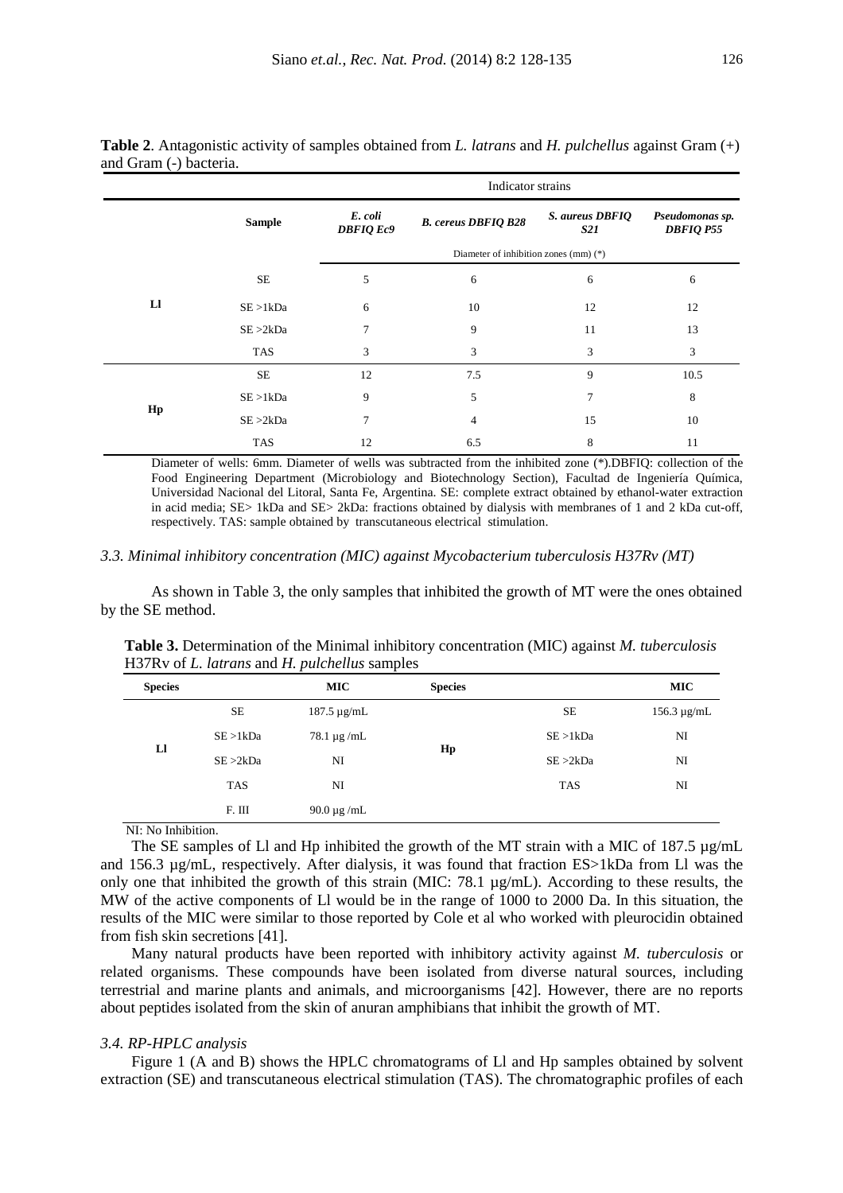**Table 2**. Antagonistic activity of samples obtained from *L. latrans* and *H. pulchellus* against Gram (+) and Gram (-) bacteria.

| | Sample | Indicator strains | | | |
|---|---|---|---|---|---|
| | | ***E. coli* DBFIQ Ec9** | ***B. cereus* DBFIQ B28** | ***S. aureus* DBFIQ S21** | ***Pseudomonas sp.* DBFIQ P55** |
| | | Diameter of inhibition zones (mm) (*) | | | |
| **Ll** | SE | 5 | 6 | 6 | 6 |
| | SE >1kDa | 6 | 10 | 12 | 12 |
| | SE >2kDa | 7 | 9 | 11 | 13 |
| | TAS | 3 | 3 | 3 | 3 |
| **Hp** | SE | 12 | 7.5 | 9 | 10.5 |
| | SE >1kDa | 9 | 5 | 7 | 8 |
| | SE >2kDa | 7 | 4 | 15 | 10 |
| | TAS | 12 | 6.5 | 8 | 11 |

Diameter of wells: 6mm. Diameter of wells was subtracted from the inhibited zone (*).DBFIQ: collection of the Food Engineering Department (Microbiology and Biotechnology Section), Facultad de Ingeniería Química, Universidad Nacional del Litoral, Santa Fe, Argentina. SE: complete extract obtained by ethanol-water extraction in acid media; SE> 1kDa and SE> 2kDa: fractions obtained by dialysis with membranes of 1 and 2 kDa cut-off, respectively. TAS: sample obtained by transcutaneous electrical stimulation.

### *3.3. Minimal inhibitory concentration (MIC) against Mycobacterium tuberculosis H37Rv (MT)*

As shown in Table 3, the only samples that inhibited the growth of MT were the ones obtained by the SE method.

**Table 3.** Determination of the Minimal inhibitory concentration (MIC) against *M. tuberculosis* H37Rv of *L. latrans* and *H. pulchellus* samples

| Species | | MIC | Species | | MIC |
|---|---|---|---|---|---|
| **Ll** | SE | 187.5 µg/mL | **Hp** | SE | 156.3 µg/mL |
| | SE >1kDa | 78.1 µg /mL | | SE >1kDa | NI |
| | SE >2kDa | NI | | SE >2kDa | NI |
| | TAS | NI | | TAS | NI |
| | F. III | 90.0 µg /mL | | | |

NI: No Inhibition.

The SE samples of Ll and Hp inhibited the growth of the MT strain with a MIC of 187.5 µg/mL and 156.3 µg/mL, respectively. After dialysis, it was found that fraction ES>1kDa from Ll was the only one that inhibited the growth of this strain (MIC: 78.1 µg/mL). According to these results, the MW of the active components of Ll would be in the range of 1000 to 2000 Da. In this situation, the results of the MIC were similar to those reported by Cole et al who worked with pleurocidin obtained from fish skin secretions [41].

Many natural products have been reported with inhibitory activity against *M. tuberculosis* or related organisms. These compounds have been isolated from diverse natural sources, including terrestrial and marine plants and animals, and microorganisms [42]. However, there are no reports about peptides isolated from the skin of anuran amphibians that inhibit the growth of MT.

### *3.4. RP-HPLC analysis*

Figure 1 (A and B) shows the HPLC chromatograms of Ll and Hp samples obtained by solvent extraction (SE) and transcutaneous electrical stimulation (TAS). The chromatographic profiles of each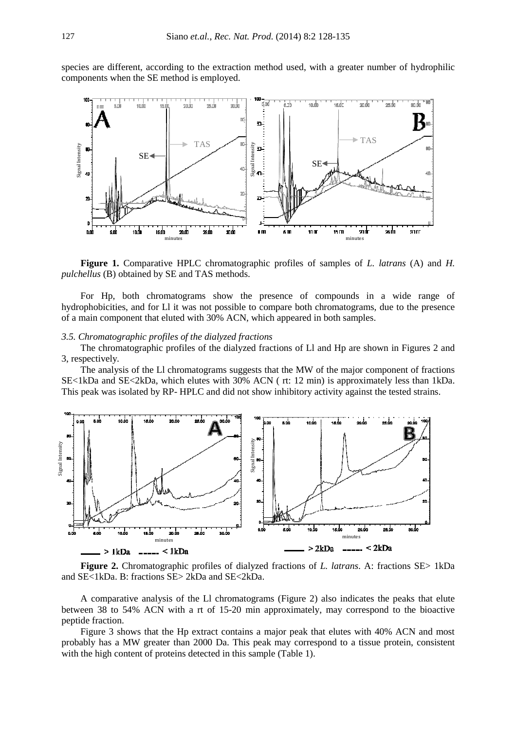species are different, according to the extraction method used, with a greater number of hydrophilic components when the SE method is employed.

**Figure 1.** Comparative HPLC chromatographic profiles of samples of *L. latrans* (A) and *H. pulchellus* (B) obtained by SE and TAS methods.

For Hp, both chromatograms show the presence of compounds in a wide range of hydrophobicities, and for Ll it was not possible to compare both chromatograms, due to the presence of a main component that eluted with 30% ACN, which appeared in both samples.

### *3.5. Chromatographic profiles of the dialyzed fractions*

The chromatographic profiles of the dialyzed fractions of Ll and Hp are shown in Figures 2 and 3, respectively.

The analysis of the Ll chromatograms suggests that the MW of the major component of fractions SE<1kDa and SE<2kDa, which elutes with 30% ACN ( rt: 12 min) is approximately less than 1kDa. This peak was isolated by RP- HPLC and did not show inhibitory activity against the tested strains.

**Figure 2.** Chromatographic profiles of dialyzed fractions of *L. latrans*. A: fractions SE> 1kDa and SE<1kDa. B: fractions SE> 2kDa and SE<2kDa.

A comparative analysis of the Ll chromatograms (Figure 2) also indicates the peaks that elute between 38 to 54% ACN with a rt of 15-20 min approximately, may correspond to the bioactive peptide fraction.

Figure 3 shows that the Hp extract contains a major peak that elutes with 40% ACN and most probably has a MW greater than 2000 Da. This peak may correspond to a tissue protein, consistent with the high content of proteins detected in this sample (Table 1).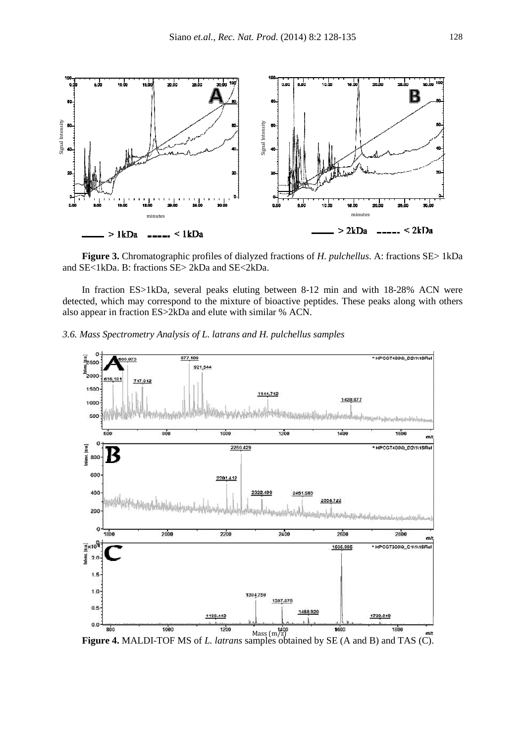**Figure 3.** Chromatographic profiles of dialyzed fractions of *H. pulchellus*. A: fractions SE> 1kDa and SE<1kDa. B: fractions SE> 2kDa and SE<2kDa.

In fraction ES>1kDa, several peaks eluting between 8-12 min and with 18-28% ACN were detected, which may correspond to the mixture of bioactive peptides. These peaks along with others also appear in fraction ES>2kDa and elute with similar % ACN.

### *3.6. Mass Spectrometry Analysis of L. latrans and H. pulchellus samples*

**Figure 4.** MALDI-TOF MS of *L. latrans* samples obtained by SE (A and B) and TAS (C).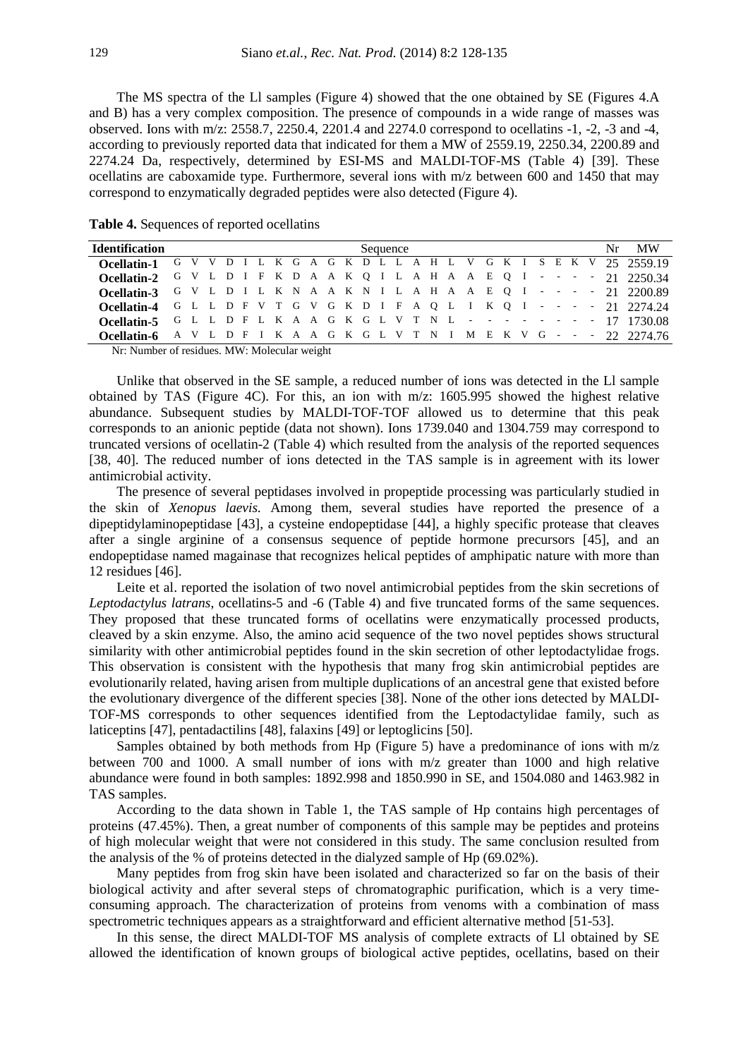The MS spectra of the Ll samples (Figure 4) showed that the one obtained by SE (Figures 4.A and B) has a very complex composition. The presence of compounds in a wide range of masses was observed. Ions with m/z: 2558.7, 2250.4, 2201.4 and 2274.0 correspond to ocellatins -1, -2, -3 and -4, according to previously reported data that indicated for them a MW of 2559.19, 2250.34, 2200.89 and 2274.24 Da, respectively, determined by ESI-MS and MALDI-TOF-MS (Table 4) [39]. These ocellatins are caboxamide type. Furthermore, several ions with m/z between 600 and 1450 that may correspond to enzymatically degraded peptides were also detected (Figure 4).

**Table 4.** Sequences of reported ocellatins

| Identification | Sequence | Nr | MW |
|---|---|---|---|
| **Ocellatin-1** | G V V D I L K G A G K D L L A H L V G K I S E K V | 25 | 2559.19 |
| **Ocellatin-2** | G V L D I F K D A A K Q I L A H A A E Q I - - - - | 21 | 2250.34 |
| **Ocellatin-3** | G V L D I L K N A A K N I L A H A A E Q I - - - - | 21 | 2200.89 |
| **Ocellatin-4** | G L L D F V T G V G K D I F A Q L I K Q I - - - - | 21 | 2274.24 |
| **Ocellatin-5** | G L L D F L K A A G K G L V T N L - - - - - - - - | 17 | 1730.08 |
| **Ocellatin-6** | A V L D F I K A A G K G L V T N I M E K V G - - - | 22 | 2274.76 |

Nr: Number of residues. MW: Molecular weight

Unlike that observed in the SE sample, a reduced number of ions was detected in the Ll sample obtained by TAS (Figure 4C). For this, an ion with m/z: 1605.995 showed the highest relative abundance. Subsequent studies by MALDI-TOF-TOF allowed us to determine that this peak corresponds to an anionic peptide (data not shown). Ions 1739.040 and 1304.759 may correspond to truncated versions of ocellatin-2 (Table 4) which resulted from the analysis of the reported sequences [38, 40]. The reduced number of ions detected in the TAS sample is in agreement with its lower antimicrobial activity.

The presence of several peptidases involved in propeptide processing was particularly studied in the skin of *Xenopus laevis.* Among them, several studies have reported the presence of a dipeptidylaminopeptidase [43], a cysteine endopeptidase [44], a highly specific protease that cleaves after a single arginine of a consensus sequence of peptide hormone precursors [45], and an endopeptidase named magainase that recognizes helical peptides of amphipatic nature with more than 12 residues [46].

Leite et al. reported the isolation of two novel antimicrobial peptides from the skin secretions of *Leptodactylus latrans*, ocellatins-5 and -6 (Table 4) and five truncated forms of the same sequences. They proposed that these truncated forms of ocellatins were enzymatically processed products, cleaved by a skin enzyme. Also, the amino acid sequence of the two novel peptides shows structural similarity with other antimicrobial peptides found in the skin secretion of other leptodactylidae frogs. This observation is consistent with the hypothesis that many frog skin antimicrobial peptides are evolutionarily related, having arisen from multiple duplications of an ancestral gene that existed before the evolutionary divergence of the different species [38]. None of the other ions detected by MALDI-TOF-MS corresponds to other sequences identified from the Leptodactylidae family, such as laticeptins [47], pentadactilins [48], falaxins [49] or leptoglicins [50].

Samples obtained by both methods from Hp (Figure 5) have a predominance of ions with m/z between 700 and 1000. A small number of ions with m/z greater than 1000 and high relative abundance were found in both samples: 1892.998 and 1850.990 in SE, and 1504.080 and 1463.982 in TAS samples.

According to the data shown in Table 1, the TAS sample of Hp contains high percentages of proteins (47.45%). Then, a great number of components of this sample may be peptides and proteins of high molecular weight that were not considered in this study. The same conclusion resulted from the analysis of the % of proteins detected in the dialyzed sample of Hp (69.02%).

Many peptides from frog skin have been isolated and characterized so far on the basis of their biological activity and after several steps of chromatographic purification, which is a very time-consuming approach. The characterization of proteins from venoms with a combination of mass spectrometric techniques appears as a straightforward and efficient alternative method [51-53].

In this sense, the direct MALDI-TOF MS analysis of complete extracts of Ll obtained by SE allowed the identification of known groups of biological active peptides, ocellatins, based on their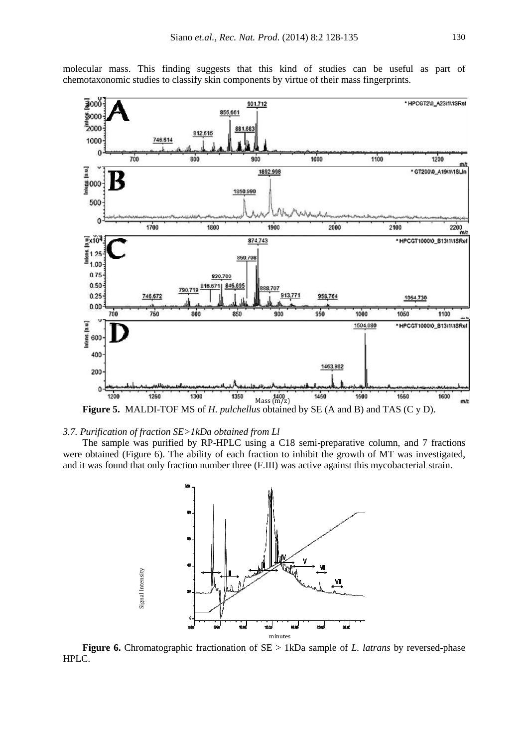molecular mass. This finding suggests that this kind of studies can be useful as part of chemotaxonomic studies to classify skin components by virtue of their mass fingerprints.

**Figure 5.** MALDI-TOF MS of *H. pulchellus* obtained by SE (A and B) and TAS (C y D).

*3.7. Purification of fraction SE>1kDa obtained from Ll*

The sample was purified by RP-HPLC using a C18 semi-preparative column, and 7 fractions were obtained (Figure 6). The ability of each fraction to inhibit the growth of MT was investigated, and it was found that only fraction number three (F.III) was active against this mycobacterial strain.

**Figure 6.** Chromatographic fractionation of SE > 1kDa sample of *L. latrans* by reversed-phase HPLC.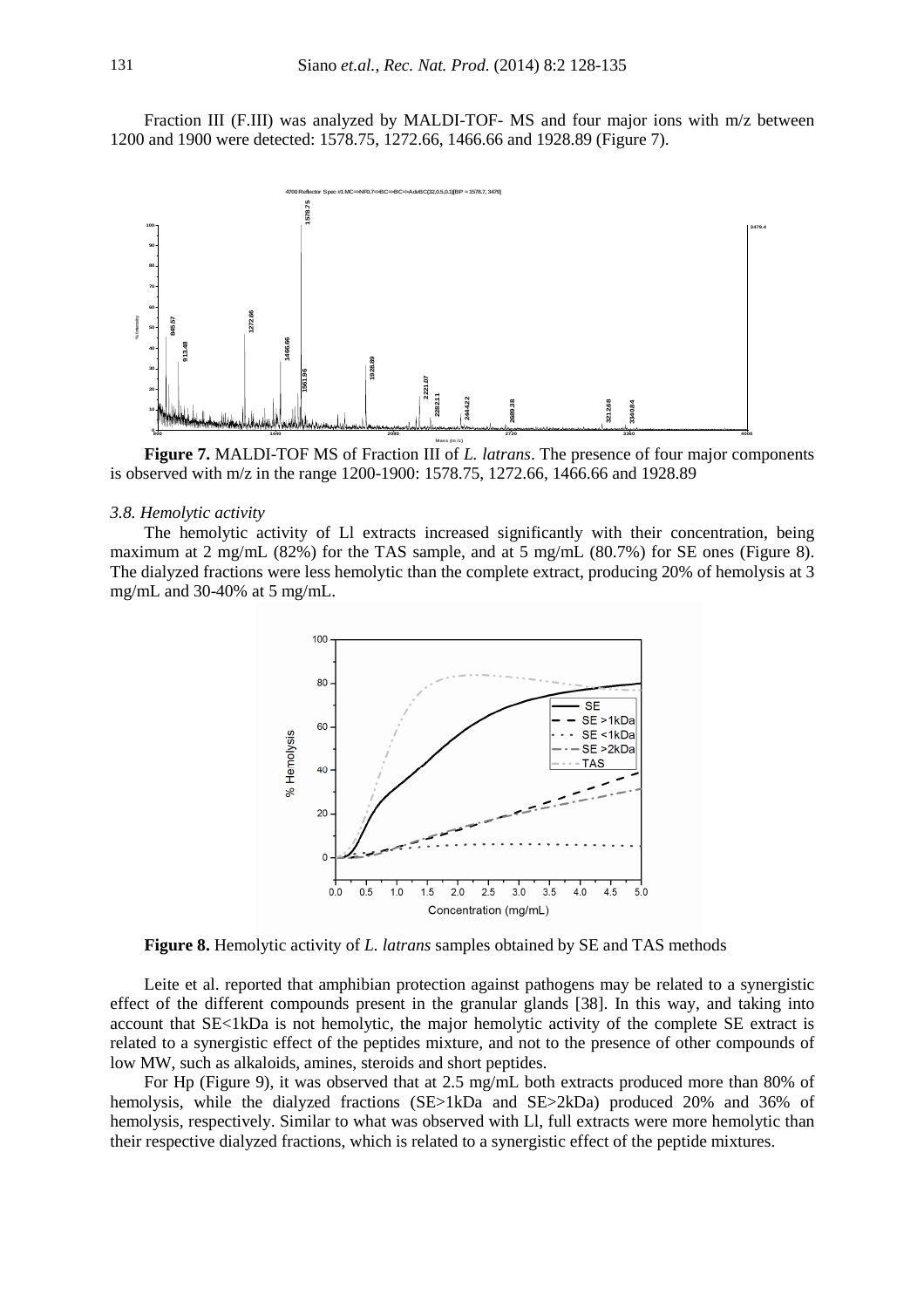Fraction III (F.III) was analyzed by MALDI-TOF- MS and four major ions with m/z between 1200 and 1900 were detected: 1578.75, 1272.66, 1466.66 and 1928.89 (Figure 7).

**Figure 7.** MALDI-TOF MS of Fraction III of *L. latrans*. The presence of four major components is observed with m/z in the range 1200-1900: 1578.75, 1272.66, 1466.66 and 1928.89

### *3.8. Hemolytic activity*

The hemolytic activity of Ll extracts increased significantly with their concentration, being maximum at 2 mg/mL (82%) for the TAS sample, and at 5 mg/mL (80.7%) for SE ones (Figure 8). The dialyzed fractions were less hemolytic than the complete extract, producing 20% of hemolysis at 3 mg/mL and 30-40% at 5 mg/mL.

**Figure 8.** Hemolytic activity of *L. latrans* samples obtained by SE and TAS methods

Leite et al. reported that amphibian protection against pathogens may be related to a synergistic effect of the different compounds present in the granular glands [38]. In this way, and taking into account that SE<1kDa is not hemolytic, the major hemolytic activity of the complete SE extract is related to a synergistic effect of the peptides mixture, and not to the presence of other compounds of low MW, such as alkaloids, amines, steroids and short peptides.

For Hp (Figure 9), it was observed that at 2.5 mg/mL both extracts produced more than 80% of hemolysis, while the dialyzed fractions (SE>1kDa and SE>2kDa) produced 20% and 36% of hemolysis, respectively. Similar to what was observed with Ll, full extracts were more hemolytic than their respective dialyzed fractions, which is related to a synergistic effect of the peptide mixtures.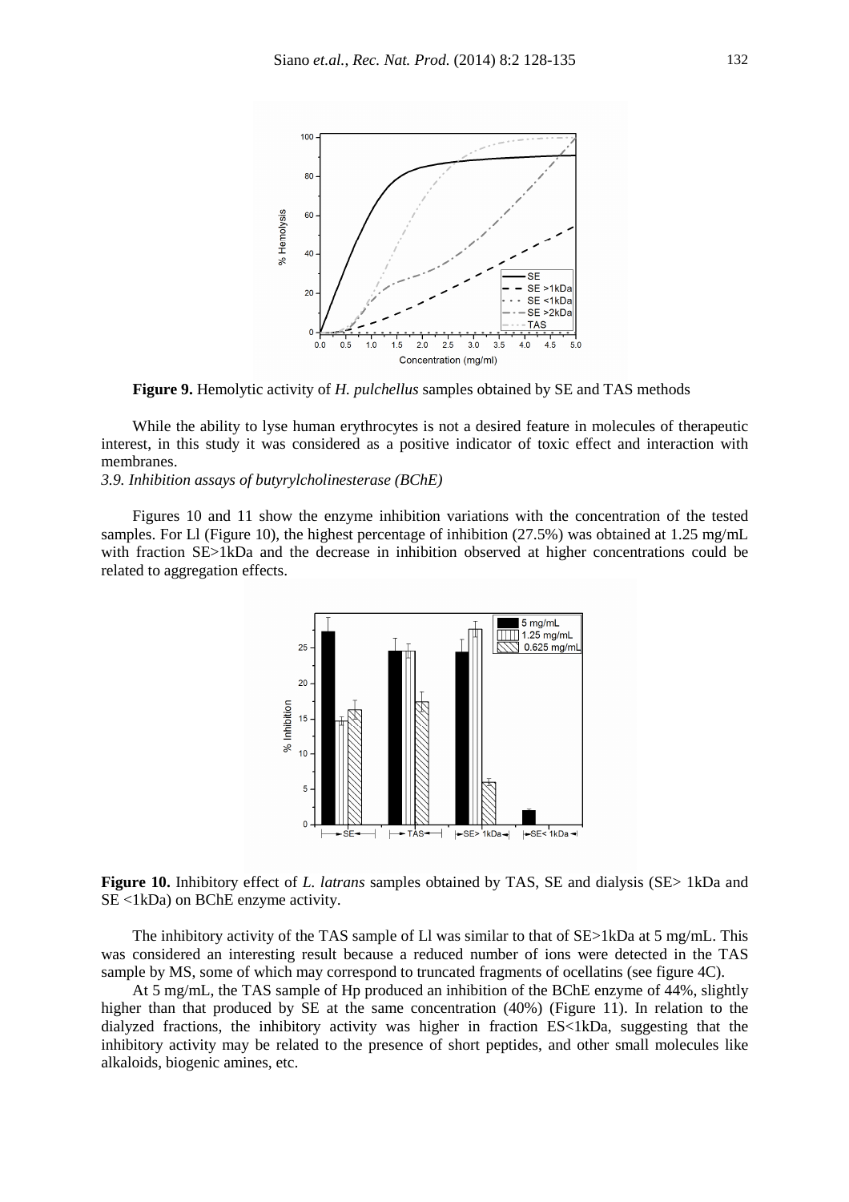**Figure 9.** Hemolytic activity of *H. pulchellus* samples obtained by SE and TAS methods

While the ability to lyse human erythrocytes is not a desired feature in molecules of therapeutic interest, in this study it was considered as a positive indicator of toxic effect and interaction with membranes.

*3.9. Inhibition assays of butyrylcholinesterase (BChE)*

Figures 10 and 11 show the enzyme inhibition variations with the concentration of the tested samples. For Ll (Figure 10), the highest percentage of inhibition (27.5%) was obtained at 1.25 mg/mL with fraction SE>1kDa and the decrease in inhibition observed at higher concentrations could be related to aggregation effects.

**Figure 10.** Inhibitory effect of *L. latrans* samples obtained by TAS, SE and dialysis (SE> 1kDa and SE <1kDa) on BChE enzyme activity.

The inhibitory activity of the TAS sample of Ll was similar to that of SE>1kDa at 5 mg/mL. This was considered an interesting result because a reduced number of ions were detected in the TAS sample by MS, some of which may correspond to truncated fragments of ocellatins (see figure 4C).

At 5 mg/mL, the TAS sample of Hp produced an inhibition of the BChE enzyme of 44%, slightly higher than that produced by SE at the same concentration (40%) (Figure 11). In relation to the dialyzed fractions, the inhibitory activity was higher in fraction ES<1kDa, suggesting that the inhibitory activity may be related to the presence of short peptides, and other small molecules like alkaloids, biogenic amines, etc.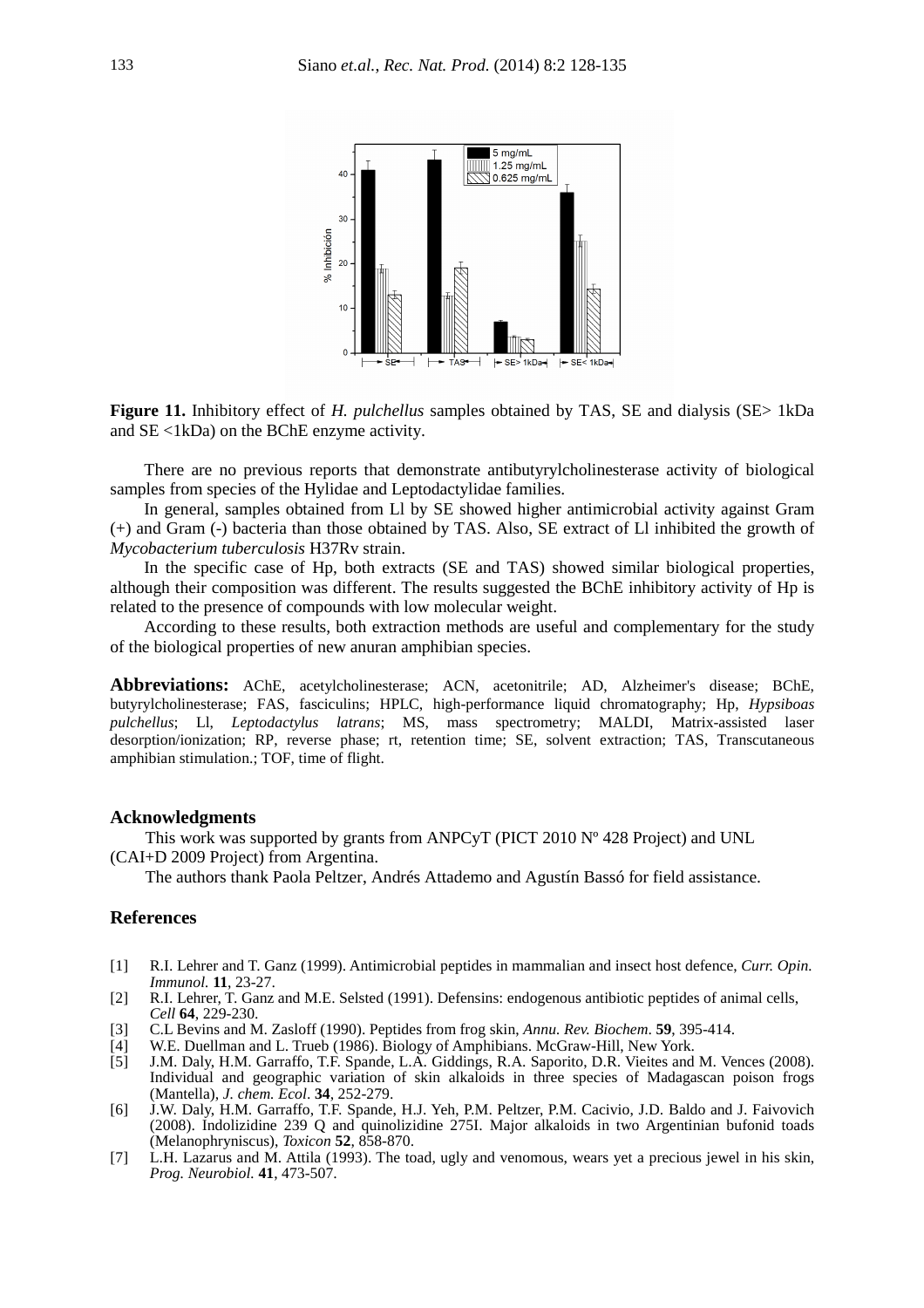**Figure 11.** Inhibitory effect of *H. pulchellus* samples obtained by TAS, SE and dialysis (SE> 1kDa and SE <1kDa) on the BChE enzyme activity.

There are no previous reports that demonstrate antibutyrylcholinesterase activity of biological samples from species of the Hylidae and Leptodactylidae families.

In general, samples obtained from Ll by SE showed higher antimicrobial activity against Gram (+) and Gram (-) bacteria than those obtained by TAS. Also, SE extract of Ll inhibited the growth of *Mycobacterium tuberculosis* H37Rv strain.

In the specific case of Hp, both extracts (SE and TAS) showed similar biological properties, although their composition was different. The results suggested the BChE inhibitory activity of Hp is related to the presence of compounds with low molecular weight.

According to these results, both extraction methods are useful and complementary for the study of the biological properties of new anuran amphibian species.

**Abbreviations:** AChE, acetylcholinesterase; ACN, acetonitrile; AD, Alzheimer's disease; BChE, butyrylcholinesterase; FAS, fasciculins; HPLC, high-performance liquid chromatography; Hp, *Hypsiboas pulchellus*; Ll, *Leptodactylus latrans*; MS, mass spectrometry; MALDI, Matrix-assisted laser desorption/ionization; RP, reverse phase; rt, retention time; SE, solvent extraction; TAS, Transcutaneous amphibian stimulation.; TOF, time of flight.

## Acknowledgments

This work was supported by grants from ANPCyT (PICT 2010 Nº 428 Project) and UNL (CAI+D 2009 Project) from Argentina.

The authors thank Paola Peltzer, Andrés Attademo and Agustín Bassó for field assistance.

## References

[1] R.I. Lehrer and T. Ganz (1999). Antimicrobial peptides in mammalian and insect host defence, *Curr. Opin. Immunol.* **11**, 23-27.

[2] R.I. Lehrer, T. Ganz and M.E. Selsted (1991). Defensins: endogenous antibiotic peptides of animal cells, *Cell* **64**, 229-230.

[3] C.L Bevins and M. Zasloff (1990). Peptides from frog skin, *Annu. Rev. Biochem*. **59**, 395-414.

[4] W.E. Duellman and L. Trueb (1986). Biology of Amphibians. McGraw-Hill, New York.

[5] J.M. Daly, H.M. Garraffo, T.F. Spande, L.A. Giddings, R.A. Saporito, D.R. Vieites and M. Vences (2008). Individual and geographic variation of skin alkaloids in three species of Madagascan poison frogs (Mantella), *J. chem. Ecol*. **34**, 252-279.

[6] J.W. Daly, H.M. Garraffo, T.F. Spande, H.J. Yeh, P.M. Peltzer, P.M. Cacivio, J.D. Baldo and J. Faivovich (2008). Indolizidine 239 Q and quinolizidine 275I. Major alkaloids in two Argentinian bufonid toads (Melanophryniscus), *Toxicon* **52**, 858-870.

[7] L.H. Lazarus and M. Attila (1993). The toad, ugly and venomous, wears yet a precious jewel in his skin, *Prog. Neurobiol.* **41**, 473-507.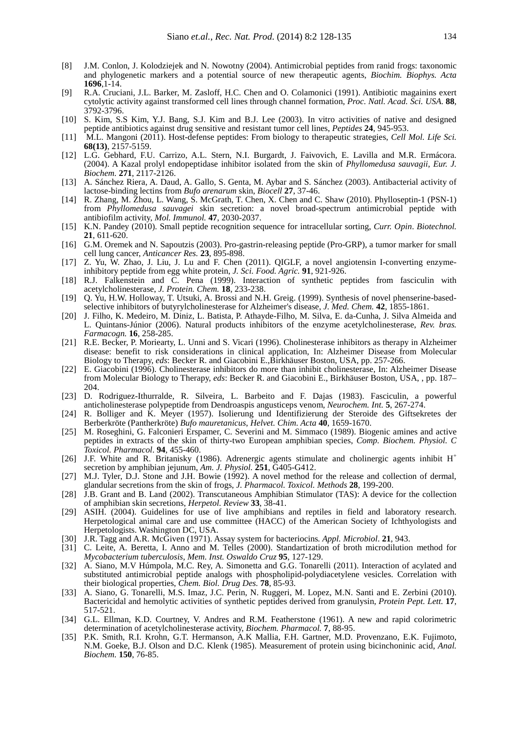[8] J.M. Conlon, J. Kolodziejek and N. Nowotny (2004). Antimicrobial peptides from ranid frogs: taxonomic and phylogenetic markers and a potential source of new therapeutic agents, *Biochim. Biophys. Acta* **1696**,1-14.

[9] R.A. Cruciani, J.L. Barker, M. Zasloff, H.C. Chen and O. Colamonici (1991). Antibiotic magainins exert cytolytic activity against transformed cell lines through channel formation, *Proc. Natl. Acad. Sci. USA.* **88**, 3792-3796.

[10] S. Kim, S.S Kim, Y.J. Bang, S.J. Kim and B.J. Lee (2003). In vitro activities of native and designed peptide antibiotics against drug sensitive and resistant tumor cell lines, *Peptides* **24**, 945-953.

[11] M.L. Mangoni (2011). Host-defense peptides: From biology to therapeutic strategies, *Cell Mol. Life Sci.* **68(13)**, 2157-5159.

[12] L.G. Gebhard, F.U. Carrizo, A.L. Stern, N.I. Burgardt, J. Faivovich, E. Lavilla and M.R. Ermácora. (2004). A Kazal prolyl endopeptidase inhibitor isolated from the skin of *Phyllomedusa sauvagii*, *Eur. J. Biochem.* **271**, 2117-2126.

[13] A. Sánchez Riera, A. Daud, A. Gallo, S. Genta, M. Aybar and S. Sánchez (2003). Antibacterial activity of lactose-binding lectins from *Bufo arenarum* skin, *Biocell* **27**, 37-46.

[14] R. Zhang, M. Zhou, L. Wang, S. McGrath, T. Chen, X. Chen and C. Shaw (2010). Phylloseptin-1 (PSN-1) from *Phyllomedusa sauvagei* skin secretion: a novel broad-spectrum antimicrobial peptide with antibiofilm activity, *Mol. Immunol.* **47**, 2030-2037.

[15] K.N. Pandey (2010). Small peptide recognition sequence for intracellular sorting, *Curr. Opin. Biotechnol.* **21**, 611-620.

[16] G.M. Oremek and N. Sapoutzis (2003). Pro-gastrin-releasing peptide (Pro-GRP), a tumor marker for small cell lung cancer, *Anticancer Res.* **23**, 895-898.

[17] Z. Yu, W. Zhao, J. Liu, J. Lu and F. Chen (2011). QIGLF, a novel angiotensin I-converting enzyme-inhibitory peptide from egg white protein, *J. Sci. Food. Agric.* **91**, 921-926.

[18] R.J. Falkenstein and C. Pena (1999). Interaction of synthetic peptides from fasciculin with acetylcholinesterase, *J. Protein. Chem.* **18**, 233-238.

[19] Q. Yu, H.W. Holloway, T. Utsuki, A. Brossi and N.H. Greig. (1999). Synthesis of novel phenserine-based-selective inhibitors of butyrylcholinesterase for Alzheimer's disease, *J. Med. Chem.* **42**, 1855-1861.

[20] J. Filho, K. Medeiro, M. Diniz, L. Batista, P. Athayde-Filho, M. Silva, E. da-Cunha, J. Silva Almeida and L. Quintans-Júnior (2006). Natural products inhibitors of the enzyme acetylcholinesterase, *Rev. bras. Farmacogn.* **16**, 258-285.

[21] R.E. Becker, P. Moriearty, L. Unni and S. Vicari (1996). Cholinesterase inhibitors as therapy in Alzheimer disease: benefit to risk considerations in clinical application, In: Alzheimer Disease from Molecular Biology to Therapy, *eds*: Becker R. and Giacobini E.,Birkhäuser Boston, USA, pp. 257-266.

[22] E. Giacobini (1996). Cholinesterase inhibitors do more than inhibit cholinesterase, In: Alzheimer Disease from Molecular Biology to Therapy, *eds*: Becker R. and Giacobini E., Birkhäuser Boston, USA, , pp. 187–204.

[23] D. Rodriguez-Ithurralde, R. Silveira, L. Barbeito and F. Dajas (1983). Fasciculin, a powerful anticholinesterase polypeptide from Dendroaspis angusticeps venom, *Neurochem. Int.* **5**, 267-274.

[24] R. Bolliger and K. Meyer (1957). Isolierung und Identifizierung der Steroide des Giftsekretes der Berberkröte (Pantherkröte) *Bufo mauretanicus*, *Helvet. Chim. Acta* **40**, 1659-1670.

[25] M. Roseghini, G. Falconieri Erspamer, C. Severini and M. Simmaco (1989). Biogenic amines and active peptides in extracts of the skin of thirty-two European amphibian species, *Comp. Biochem. Physiol. C Toxicol. Pharmacol.* **94**, 455-460.

[26] J.F. White and R. Britanisky (1986). Adrenergic agents stimulate and cholinergic agents inhibit $H^+$ secretion by amphibian jejunum, *Am. J. Physiol.* **251**, G405-G412.

[27] M.J. Tyler, D.J. Stone and J.H. Bowie (1992). A novel method for the release and collection of dermal, glandular secretions from the skin of frogs, *J. Pharmacol. Toxicol. Methods* **28**, 199-200.

[28] J.B. Grant and B. Land (2002). Transcutaneous Amphibian Stimulator (TAS): A device for the collection of amphibian skin secretions, *Herpetol. Review* **33**, 38-41.

[29] ASIH. (2004). Guidelines for use of live amphibians and reptiles in field and laboratory research. Herpetological animal care and use committee (HACC) of the American Society of Ichthyologists and Herpetologists. Washington DC, USA.

[30] J.R. Tagg and A.R. McGiven (1971). Assay system for bacteriocins. *Appl. Microbiol*. **21**, 943.

[31] C. Leite, A. Beretta, I. Anno and M. Telles (2000). Standartization of broth microdilution method for *Mycobacterium tuberculosis*, *Mem. Inst. Oswaldo Cruz* **95**, 127-129.

[32] A. Siano, M.V Húmpola, M.C. Rey, A. Simonetta and G.G. Tonarelli (2011). Interaction of acylated and substituted antimicrobial peptide analogs with phospholipid-polydiacetylene vesicles. Correlation with their biological properties, *Chem. Biol. Drug Des.* **78**, 85-93.

[33] A. Siano, G. Tonarelli, M.S. Imaz, J.C. Perin, N. Ruggeri, M. Lopez, M.N. Santi and E. Zerbini (2010). Bactericidal and hemolytic activities of synthetic peptides derived from granulysin, *Protein Pept. Lett.* **17**, 517-521.

[34] G.L. Ellman, K.D. Courtney, V. Andres and R.M. Featherstone (1961). A new and rapid colorimetric determination of acetylcholinesterase activity, *Biochem. Pharmacol.* **7**, 88-95.

[35] P.K. Smith, R.I. Krohn, G.T. Hermanson, A.K Mallia, F.H. Gartner, M.D. Provenzano, E.K. Fujimoto, N.M. Goeke, B.J. Olson and D.C. Klenk (1985). Measurement of protein using bicinchoninic acid, *Anal. Biochem.* **150**, 76-85.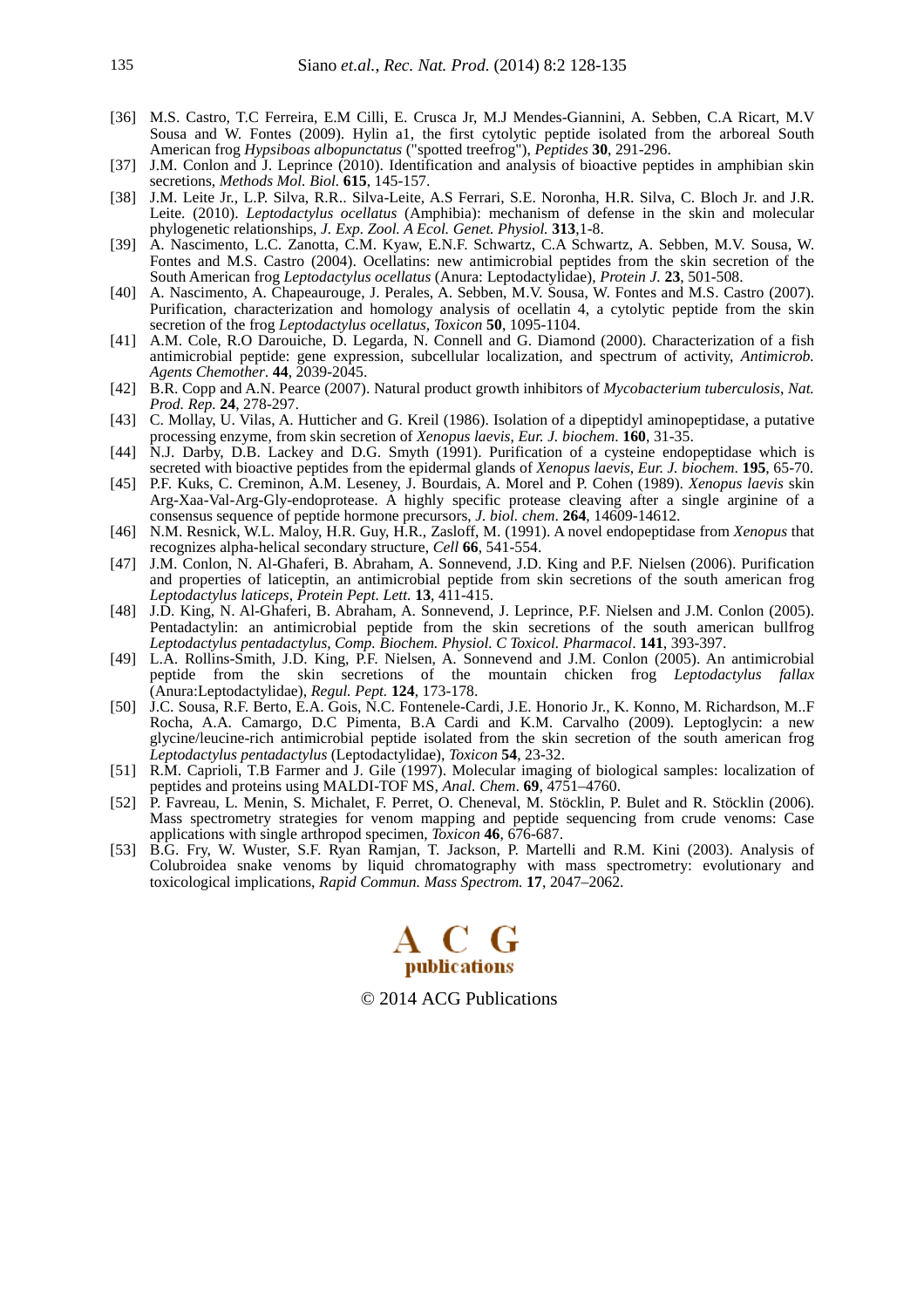[36] M.S. Castro, T.C Ferreira, E.M Cilli, E. Crusca Jr, M.J Mendes-Giannini, A. Sebben, C.A Ricart, M.V Sousa and W. Fontes (2009). Hylin a1, the first cytolytic peptide isolated from the arboreal South American frog *Hypsiboas albopunctatus* ("spotted treefrog"), *Peptides* **30**, 291-296.

[37] J.M. Conlon and J. Leprince (2010). Identification and analysis of bioactive peptides in amphibian skin secretions, *Methods Mol. Biol.* **615**, 145-157.

[38] J.M. Leite Jr., L.P. Silva, R.R.. Silva-Leite, A.S Ferrari, S.E. Noronha, H.R. Silva, C. Bloch Jr. and J.R. Leite. (2010). *Leptodactylus ocellatus* (Amphibia): mechanism of defense in the skin and molecular phylogenetic relationships, *J. Exp. Zool. A Ecol. Genet. Physiol.* **313**,1-8.

[39] A. Nascimento, L.C. Zanotta, C.M. Kyaw, E.N.F. Schwartz, C.A Schwartz, A. Sebben, M.V. Sousa, W. Fontes and M.S. Castro (2004). Ocellatins: new antimicrobial peptides from the skin secretion of the South American frog *Leptodactylus ocellatus* (Anura: Leptodactylidae), *Protein J.* **23**, 501-508.

[40] A. Nascimento, A. Chapeaurouge, J. Perales, A. Sebben, M.V. Sousa, W. Fontes and M.S. Castro (2007). Purification, characterization and homology analysis of ocellatin 4, a cytolytic peptide from the skin secretion of the frog *Leptodactylus ocellatus*, *Toxicon* **50**, 1095-1104.

[41] A.M. Cole, R.O Darouiche, D. Legarda, N. Connell and G. Diamond (2000). Characterization of a fish antimicrobial peptide: gene expression, subcellular localization, and spectrum of activity, *Antimicrob. Agents Chemother.* **44**, 2039-2045.

[42] B.R. Copp and A.N. Pearce (2007). Natural product growth inhibitors of *Mycobacterium tuberculosis*, *Nat. Prod. Rep.* **24**, 278-297.

[43] C. Mollay, U. Vilas, A. Hutticher and G. Kreil (1986). Isolation of a dipeptidyl aminopeptidase, a putative processing enzyme, from skin secretion of *Xenopus laevis*, *Eur. J. biochem.* **160**, 31-35.

[44] N.J. Darby, D.B. Lackey and D.G. Smyth (1991). Purification of a cysteine endopeptidase which is secreted with bioactive peptides from the epidermal glands of *Xenopus laevis*, *Eur. J. biochem.* **195**, 65-70.

[45] P.F. Kuks, C. Creminon, A.M. Leseney, J. Bourdais, A. Morel and P. Cohen (1989). *Xenopus laevis* skin Arg-Xaa-Val-Arg-Gly-endoprotease. A highly specific protease cleaving after a single arginine of a consensus sequence of peptide hormone precursors, *J. biol. chem.* **264**, 14609-14612.

[46] N.M. Resnick, W.L. Maloy, H.R. Guy, H.R., Zasloff, M. (1991). A novel endopeptidase from *Xenopus* that recognizes alpha-helical secondary structure, *Cell* **66**, 541-554.

[47] J.M. Conlon, N. Al-Ghaferi, B. Abraham, A. Sonnevend, J.D. King and P.F. Nielsen (2006). Purification and properties of laticeptin, an antimicrobial peptide from skin secretions of the south american frog *Leptodactylus laticeps*, *Protein Pept. Lett.* **13**, 411-415.

[48] J.D. King, N. Al-Ghaferi, B. Abraham, A. Sonnevend, J. Leprince, P.F. Nielsen and J.M. Conlon (2005). Pentadactylin: an antimicrobial peptide from the skin secretions of the south american bullfrog *Leptodactylus pentadactylus*, *Comp. Biochem. Physiol. C Toxicol. Pharmacol.* **141**, 393-397.

[49] L.A. Rollins-Smith, J.D. King, P.F. Nielsen, A. Sonnevend and J.M. Conlon (2005). An antimicrobial peptide from the skin secretions of the mountain chicken frog *Leptodactylus fallax* (Anura:Leptodactylidae), *Regul. Pept.* **124**, 173-178.

[50] J.C. Sousa, R.F. Berto, E.A. Gois, N.C. Fontenele-Cardi, J.E. Honorio Jr., K. Konno, M. Richardson, M..F Rocha, A.A. Camargo, D.C Pimenta, B.A Cardi and K.M. Carvalho (2009). Leptoglycin: a new glycine/leucine-rich antimicrobial peptide isolated from the skin secretion of the south american frog *Leptodactylus pentadactylus* (Leptodactylidae), *Toxicon* **54**, 23-32.

[51] R.M. Caprioli, T.B Farmer and J. Gile (1997). Molecular imaging of biological samples: localization of peptides and proteins using MALDI-TOF MS, *Anal. Chem.* **69**, 4751–4760.

[52] P. Favreau, L. Menin, S. Michalet, F. Perret, O. Cheneval, M. Stöcklin, P. Bulet and R. Stöcklin (2006). Mass spectrometry strategies for venom mapping and peptide sequencing from crude venoms: Case applications with single arthropod specimen, *Toxicon* **46**, 676-687.

[53] B.G. Fry, W. Wuster, S.F. Ryan Ramjan, T. Jackson, P. Martelli and R.M. Kini (2003). Analysis of Colubroidea snake venoms by liquid chromatography with mass spectrometry: evolutionary and toxicological implications, *Rapid Commun. Mass Spectrom.* **17**, 2047–2062.

A C G
publications

© 2014 ACG Publications